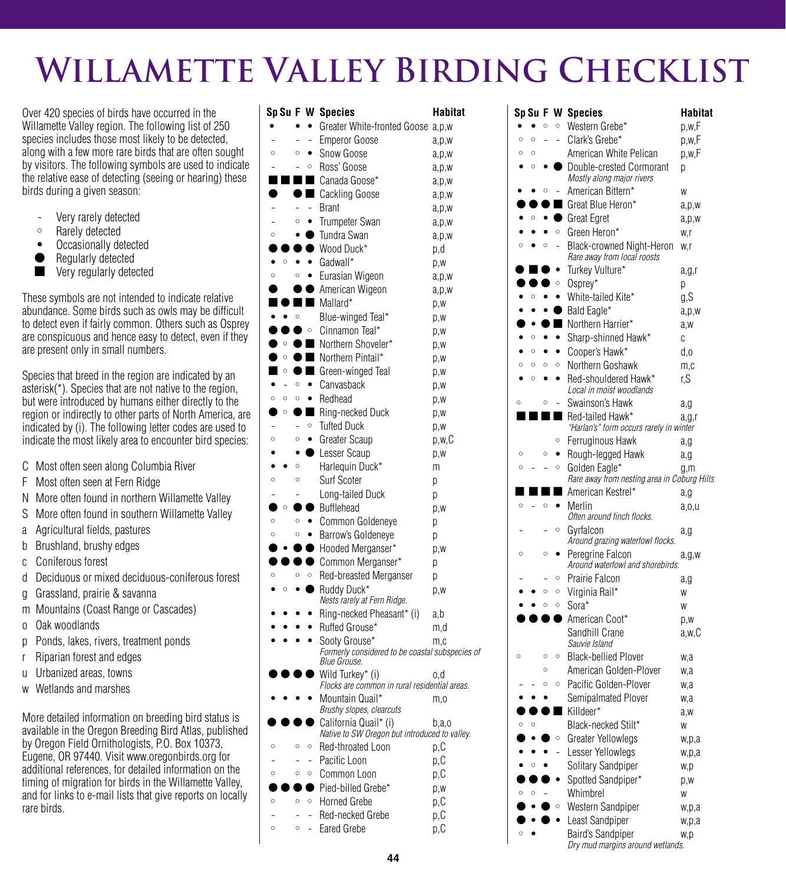# Willamette Valley Birding Checklist

Over 420 species of birds have occurred in the Willamette Valley region. The following list of 250 species includes those most likely to be detected, along with a few more rare birds that are often sought by visitors. The following symbols are used to indicate the relative ease of detecting (seeing or hearing) these birds during a given season:

- \- Very rarely detected
- ○ Rarely detected
- • Occasionally detected
- ● Regularly detected
- ■ Very regularly detected

These symbols are not intended to indicate relative abundance. Some birds such as owls may be difficult to detect even if fairly common. Others such as Osprey are conspicuous and hence easy to detect, even if they are present only in small numbers.

Species that breed in the region are indicated by an asterisk(*). Species that are not native to the region, but were introduced by humans either directly to the region or indirectly to other parts of North America, are indicated by (i). The following letter codes are used to indicate the most likely area to encounter bird species:

- C Most often seen along Columbia River
- F Most often seen at Fern Ridge
- N More often found in northern Willamette Valley
- S More often found in southern Willamette Valley
- a Agricultural fields, pastures
- b Brushland, brushy edges
- c Coniferous forest
- d Deciduous or mixed deciduous-coniferous forest
- g Grassland, prairie & savanna
- m Mountains (Coast Range or Cascades)
- o Oak woodlands
- p Ponds, lakes, rivers, treatment ponds
- r Riparian forest and edges
- u Urbanized areas, towns
- w Wetlands and marshes

More detailed information on breeding bird status is available in the Oregon Breeding Bird Atlas, published by Oregon Field Ornithologists, P.O. Box 10373, Eugene, OR 97440. Visit www.oregonbirds.org for additional references, for detailed information on the timing of migration for birds in the Willamette Valley, and for links to e-mail lists that give reports on locally rare birds.

| Sp | Su | F | W | Species | Habitat |
|---|---|---|---|---|---|
| • | | • | • | Greater White-fronted Goose | a,p,w |
| - | | - | - | Emperor Goose | a,p,w |
| ○ | | ○ | • | Snow Goose | a,p,w |
| - | | - | ○ | Ross' Goose | a,p,w |
| ■ | ■ | ■ | ■ | Canada Goose* | a,p,w |
| ● | | ● | ■ | Cackling Goose | a,p,w |
| - | | - | - | Brant | a,p,w |
| - | | ○ | • | Trumpeter Swan | a,p,w |
| ○ | | • | ● | Tundra Swan | a,p,w |
| ● | ● | ● | ● | Wood Duck* | p,d |
| • | ○ | • | • | Gadwall* | p,w |
| ○ | | ○ | • | Eurasian Wigeon | a,p,w |
| ● | | ● | ● | American Wigeon | a,p,w |
| ■ | ● | ■ | ■ | Mallard* | p,w |
| • | • | ○ | | Blue-winged Teal* | p,w |
| ● | ● | ● | ○ | Cinnamon Teal* | p,w |
| ● | ○ | ● | ■ | Northern Shoveler* | p,w |
| ● | ○ | ● | ■ | Northern Pintail* | p,w |
| ■ | ○ | ● | ■ | Green-winged Teal | p,w |
| • | - | ○ | • | Canvasback | p,w |
| ○ | ○ | ○ | • | Redhead | p,w |
| ● | ○ | ● | ■ | Ring-necked Duck | p,w |
| - | | - | ○ | Tufted Duck | p,w |
| ○ | | ○ | • | Greater Scaup | p,w,C |
| • | | • | ● | Lesser Scaup | p,w |
| • | • | ○ | | Harlequin Duck* | m |
| ○ | | ○ | | Surf Scoter | p |
| - | | - | | Long-tailed Duck | p |
| ● | ○ | ● | ● | Bufflehead | p,w |
| ○ | | ○ | • | Common Goldeneye | p |
| ○ | | ○ | • | Barrow's Goldeneye | p |
| ● | • | ● | ● | Hooded Merganser* | p,w |
| ● | ● | ● | ● | Common Merganser* | p |
| ○ | | ○ | ○ | Red-breasted Merganser | p |
| • | ○ | • | ● | Ruddy Duck* *Nests rarely at Fern Ridge.* | p,w |
| • | • | • | • | Ring-necked Pheasant* (i) | a,b |
| • | • | • | • | Ruffed Grouse* | m,d |
| • | • | • | • | Sooty Grouse* *Formerly considered to be coastal subspecies of Blue Grouse.* | m,c |
| ● | ● | ● | ● | Wild Turkey* (i) *Flocks are common in rural residential areas.* | o,d |
| • | • | • | • | Mountain Quail* *Brushy slopes, clearcuts* | m,o |
| ● | ● | ● | ● | California Quail* (i) *Native to SW Oregon but introduced to valley.* | b,a,o |
| ○ | | ○ | ○ | Red-throated Loon | p,C |
| - | | - | - | Pacific Loon | p,C |
| ○ | | ○ | ○ | Common Loon | p,C |
| ● | ● | ● | ● | Pied-billed Grebe* | p,w |
| ○ | | ○ | ○ | Horned Grebe | p,C |
| - | | - | - | Red-necked Grebe | p,C |
| ○ | | ○ | - | Eared Grebe | p,C |
| • | • | ○ | ○ | Western Grebe* | p,w,F |
| ○ | ○ | - | - | Clark's Grebe* | p,w,F |
| ○ | ○ | | | American White Pelican | p,w,F |
| • | ○ | • | ● | Double-crested Cormorant *Mostly along major rivers* | p |
| • | • | ○ | - | American Bittern* | w |
| ● | ● | ● | ■ | Great Blue Heron* | a,p,w |
| • | ○ | • | ● | Great Egret | a,p,w |
| • | • | • | ○ | Green Heron* | w,r |
| ○ | • | ○ | - | Black-crowned Night-Heron *Rare away from local roosts* | w,r |
| ● | ■ | ● | • | Turkey Vulture* | a,g,r |
| ● | ● | ● | ○ | Osprey* | p |
| • | ○ | • | • | White-tailed Kite* | g,S |
| • | • | • | ● | Bald Eagle* | a,p,w |
| ● | • | ● | ■ | Northern Harrier* | a,w |
| • | ○ | • | • | Sharp-shinned Hawk* | c |
| • | ○ | • | • | Cooper's Hawk* | d,o |
| ○ | ○ | ○ | ○ | Northern Goshawk | m,c |
| • | ○ | • | • | Red-shouldered Hawk* *Local in moist woodlands* | r,S |
| ○ | | ○ | - | Swainson's Hawk | a,g |
| ■ | ■ | ■ | ■ | Red-tailed Hawk* *"Harlan's" form occurs rarely in winter* | a,g,r |
| | | | ○ | Ferruginous Hawk | a,g |
| ○ | | ○ | • | Rough-legged Hawk | a,g |
| ○ | - | - | ○ | Golden Eagle* *Rare away from nesting area in Coburg Hills* | g,m |
| ■ | ■ | ■ | ■ | American Kestrel* | a,g |
| ○ | - | ○ | • | Merlin *Often around finch flocks.* | a,o,u |
| - | | - | ○ | Gyrfalcon *Around grazing waterfowl flocks.* | a,g |
| ○ | | ○ | • | Peregrine Falcon *Around waterfowl and shorebirds.* | a,g,w |
| - | | - | ○ | Prairie Falcon | a,g |
| • | • | ○ | ○ | Virginia Rail* | w |
| • | • | ○ | ○ | Sora* | w |
| ● | ● | ● | ● | American Coot* | p,w |
| | | | | Sandhill Crane *Sauvie Island* | a,w,C |
| ○ | | ○ | ○ | Black-bellied Plover | w,a |
| | | ○ | | American Golden-Plover | w,a |
| - | - | ○ | ○ | Pacific Golden-Plover | w,a |
| • | • | • | | Semipalmated Plover | w,a |
| ● | ● | ● | ■ | Killdeer* | a,w |
| ○ | ○ | | | Black-necked Stilt* | w |
| ● | • | ● | ○ | Greater Yellowlegs | w,p,a |
| • | • | • | - | Lesser Yellowlegs | w,p,a |
| • | ○ | • | | Solitary Sandpiper | w,p |
| ● | ● | ● | • | Spotted Sandpiper* | p,w |
| ○ | ○ | - | | Whimbrel | w |
| ● | • | ● | ○ | Western Sandpiper | w,p,a |
| ● | • | ● | • | Least Sandpiper | w,p,a |
| ○ | • | | | Baird's Sandpiper *Dry mud margins around wetlands.* | w,p |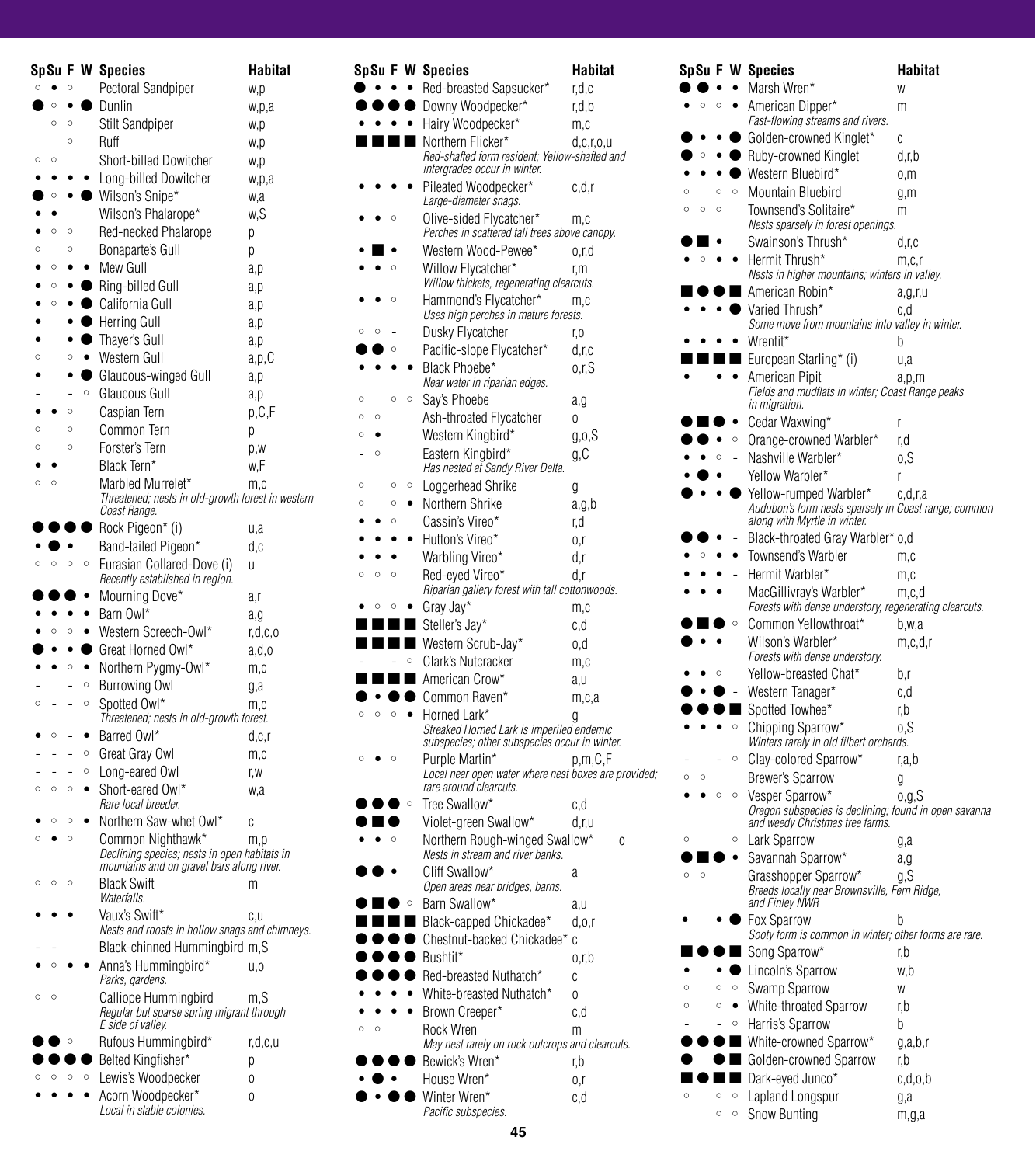| Sp | Su | F | W | Species | Habitat |
|---|---|---|---|---|---|
| ○ | • | ○ | | Pectoral Sandpiper | w,p |
| ● | ○ | • | ● | Dunlin | w,p,a |
| | ○ | ○ | | Stilt Sandpiper | w,p |
| | | ○ | | Ruff | w,p |
| ○ | ○ | | | Short-billed Dowitcher | w,p |
| • | • | • | • | Long-billed Dowitcher | w,p,a |
| ● | ○ | • | ● | Wilson's Snipe* | w,a |
| • | • | | | Wilson's Phalarope* | w,S |
| • | ○ | ○ | | Red-necked Phalarope | p |
| ○ | | ○ | | Bonaparte's Gull | p |
| • | ○ | • | • | Mew Gull | a,p |
| • | ○ | • | ● | Ring-billed Gull | a,p |
| • | ○ | • | ● | California Gull | a,p |
| • | | • | ● | Herring Gull | a,p |
| • | | • | ● | Thayer's Gull | a,p |
| ○ | | ○ | • | Western Gull | a,p,C |
| • | | • | ● | Glaucous-winged Gull | a,p |
| - | | - | ○ | Glaucous Gull | a,p |
| • | • | ○ | | Caspian Tern | p,C,F |
| ○ | | ○ | | Common Tern | p |
| ○ | | ○ | | Forster's Tern | p,w |
| • | • | | | Black Tern* | w,F |
| ○ | ○ | | | Marbled Murrelet* <br>*Threatened; nests in old-growth forest in western Coast Range.* | m,c |
| ● | ● | ● | ● | Rock Pigeon* (i) | u,a |
| • | ● | • | | Band-tailed Pigeon* | d,c |
| ○ | ○ | ○ | ○ | Eurasian Collared-Dove (i) <br>*Recently established in region.* | u |
| ● | ● | ● | • | Mourning Dove* | a,r |
| • | • | • | • | Barn Owl* | a,g |
| • | ○ | ○ | • | Western Screech-Owl* | r,d,c,o |
| ● | • | • | ● | Great Horned Owl* | a,d,o |
| • | • | ○ | • | Northern Pygmy-Owl* | m,c |
| - | | - | ○ | Burrowing Owl | g,a |
| ○ | - | - | ○ | Spotted Owl* <br>*Threatened; nests in old-growth forest.* | m,c |
| • | ○ | - | • | Barred Owl* | d,c,r |
| - | - | - | ○ | Great Gray Owl | m,c |
| - | - | - | ○ | Long-eared Owl | r,w |
| ○ | ○ | ○ | • | Short-eared Owl* <br>*Rare local breeder.* | w,a |
| • | ○ | ○ | • | Northern Saw-whet Owl* | c |
| ○ | • | ○ | | Common Nighthawk* <br>*Declining species; nests in open habitats in mountains and on gravel bars along river.* | m,p |
| ○ | ○ | ○ | | Black Swift <br>*Waterfalls.* | m |
| • | • | • | | Vaux's Swift* <br>*Nests and roosts in hollow snags and chimneys.* | c,u |
| - | - | | | Black-chinned Hummingbird | m,S |
| • | ○ | • | • | Anna's Hummingbird* <br>*Parks, gardens.* | u,o |
| ○ | ○ | | | Calliope Hummingbird <br>*Regular but sparse spring migrant through E side of valley.* | m,S |
| ● | ● | ○ | | Rufous Hummingbird* | r,d,c,u |
| ● | ● | ● | ● | Belted Kingfisher* | p |
| ○ | ○ | ○ | ○ | Lewis's Woodpecker | o |
| • | • | • | • | Acorn Woodpecker* <br>*Local in stable colonies.* | o |
| ● | • | • | • | Red-breasted Sapsucker* | r,d,c |
| ● | ● | ● | ● | Downy Woodpecker* | r,d,b |
| • | • | • | • | Hairy Woodpecker* | m,c |
| ■ | ■ | ■ | ■ | Northern Flicker* <br>*Red-shafted form resident; Yellow-shafted and intergrades occur in winter.* | d,c,r,o,u |
| • | • | • | • | Pileated Woodpecker* <br>*Large-diameter snags.* | c,d,r |
| • | • | ○ | | Olive-sided Flycatcher* <br>*Perches in scattered tall trees above canopy.* | m,c |
| • | ■ | • | | Western Wood-Pewee* | o,r,d |
| • | • | ○ | | Willow Flycatcher* <br>*Willow thickets, regenerating clearcuts.* | r,m |
| • | • | ○ | | Hammond's Flycatcher* <br>*Uses high perches in mature forests.* | m,c |
| ○ | ○ | - | | Dusky Flycatcher | r,o |
| ● | ● | ○ | | Pacific-slope Flycatcher* | d,r,c |
| • | • | • | • | Black Phoebe* <br>*Near water in riparian edges.* | o,r,S |
| ○ | | ○ | ○ | Say's Phoebe | a,g |
| ○ | ○ | | | Ash-throated Flycatcher | o |
| ○ | • | | | Western Kingbird* | g,o,S |
| - | ○ | | | Eastern Kingbird* <br>*Has nested at Sandy River Delta.* | g,C |
| ○ | | ○ | ○ | Loggerhead Shrike | g |
| ○ | | ○ | • | Northern Shrike | a,g,b |
| • | • | ○ | | Cassin's Vireo* | r,d |
| • | • | • | • | Hutton's Vireo* | o,r |
| • | • | • | | Warbling Vireo* | d,r |
| ○ | ○ | ○ | | Red-eyed Vireo* <br>*Riparian gallery forest with tall cottonwoods.* | d,r |
| • | ○ | ○ | • | Gray Jay* | m,c |
| ■ | ■ | ■ | ■ | Steller's Jay* | c,d |
| ■ | ■ | ■ | ■ | Western Scrub-Jay* | o,d |
| - | | - | ○ | Clark's Nutcracker | m,c |
| ■ | ■ | ■ | ■ | American Crow* | a,u |
| ● | • | ● | ● | Common Raven* | m,c,a |
| ○ | ○ | ○ | • | Horned Lark* <br>*Streaked Horned Lark is imperiled endemic subspecies; other subspecies occur in winter.* | g |
| ○ | • | ○ | | Purple Martin* <br>*Local near open water where nest boxes are provided; rare around clearcuts.* | p,m,C,F |
| ● | ● | ● | ○ | Tree Swallow* | c,d |
| ● | ■ | ● | | Violet-green Swallow* | d,r,u |
| • | • | ○ | | Northern Rough-winged Swallow* <br>*Nests in stream and river banks.* | o |
| ● | ● | • | | Cliff Swallow* <br>*Open areas near bridges, barns.* | a |
| ● | ■ | ● | ○ | Barn Swallow* | a,u |
| ■ | ■ | ■ | ■ | Black-capped Chickadee* | d,o,r |
| ● | ● | ● | ● | Chestnut-backed Chickadee* | c |
| ● | ● | ● | ● | Bushtit* | o,r,b |
| ● | ● | ● | ● | Red-breasted Nuthatch* | c |
| • | • | • | • | White-breasted Nuthatch* | o |
| • | • | • | • | Brown Creeper* | c,d |
| ○ | ○ | | | Rock Wren <br>*May nest rarely on rock outcrops and clearcuts.* | m |
| ● | ● | ● | ● | Bewick's Wren* | r,b |
| • | ● | • | | House Wren* | o,r |
| ● | • | ● | ● | Winter Wren* <br>*Pacific subspecies.* | c,d |
| ● | ● | • | • | Marsh Wren* | w |
| • | ○ | ○ | • | American Dipper* <br>*Fast-flowing streams and rivers.* | m |
| ● | • | • | ● | Golden-crowned Kinglet* | c |
| ● | ○ | • | ● | Ruby-crowned Kinglet | d,r,b |
| • | • | • | ● | Western Bluebird* | o,m |
| ○ | | ○ | ○ | Mountain Bluebird | g,m |
| ○ | ○ | ○ | | Townsend's Solitaire* <br>*Nests sparsely in forest openings.* | m |
| ● | ■ | • | | Swainson's Thrush* | d,r,c |
| • | ○ | • | • | Hermit Thrush* <br>*Nests in higher mountains; winters in valley.* | m,c,r |
| ■ | ● | ● | ■ | American Robin* | a,g,r,u |
| • | • | • | ● | Varied Thrush* <br>*Some move from mountains into valley in winter.* | c,d |
| • | • | • | • | Wrentit* | b |
| ■ | ■ | ■ | ■ | European Starling* (i) | u,a |
| • | | • | • | American Pipit <br>*Fields and mudflats in winter; Coast Range peaks in migration.* | a,p,m |
| ● | ■ | ● | • | Cedar Waxwing* | r |
| ● | ● | • | ○ | Orange-crowned Warbler* | r,d |
| • | • | ○ | - | Nashville Warbler* | o,S |
| • | ● | • | | Yellow Warbler* | r |
| ● | • | • | ● | Yellow-rumped Warbler* <br>*Audubon's form nests sparsely in Coast range; common along with Myrtle in winter.* | c,d,r,a |
| ● | ● | • | - | Black-throated Gray Warbler* | o,d |
| • | ○ | • | • | Townsend's Warbler | m,c |
| • | • | • | - | Hermit Warbler* | m,c |
| • | • | • | | MacGillivray's Warbler* <br>*Forests with dense understory, regenerating clearcuts.* | m,c,d |
| ● | ■ | ● | ○ | Common Yellowthroat* | b,w,a |
| ● | • | • | | Wilson's Warbler* <br>*Forests with dense understory.* | m,c,d,r |
| • | • | ○ | | Yellow-breasted Chat* | b,r |
| ● | • | ● | - | Western Tanager* | c,d |
| ● | ● | ● | ■ | Spotted Towhee* | r,b |
| • | • | • | ○ | Chipping Sparrow* <br>*Winters rarely in old filbert orchards.* | o,S |
| - | | - | ○ | Clay-colored Sparrow* | r,a,b |
| ○ | ○ | | | Brewer's Sparrow | g |
| • | • | ○ | ○ | Vesper Sparrow* <br>*Oregon subspecies is declining; found in open savanna and weedy Christmas tree farms.* | o,g,S |
| ○ | | | ○ | Lark Sparrow | g,a |
| ● | ■ | ● | • | Savannah Sparrow* | a,g |
| ○ | ○ | | | Grasshopper Sparrow* <br>*Breeds locally near Brownsville, Fern Ridge, and Finley NWR* | g,S |
| • | | • | ● | Fox Sparrow <br>*Sooty form is common in winter; other forms are rare.* | b |
| ■ | ● | ● | ■ | Song Sparrow* | r,b |
| • | | • | ● | Lincoln's Sparrow | w,b |
| ○ | | ○ | ○ | Swamp Sparrow | w |
| ○ | | ○ | • | White-throated Sparrow | r,b |
| - | | - | ○ | Harris's Sparrow | b |
| ● | ● | ● | ■ | White-crowned Sparrow* | g,a,b,r |
| ● | | ● | ■ | Golden-crowned Sparrow | r,b |
| ■ | ● | ■ | ■ | Dark-eyed Junco* | c,d,o,b |
| ○ | | ○ | ○ | Lapland Longspur | g,a |
| | | ○ | ○ | Snow Bunting | m,g,a |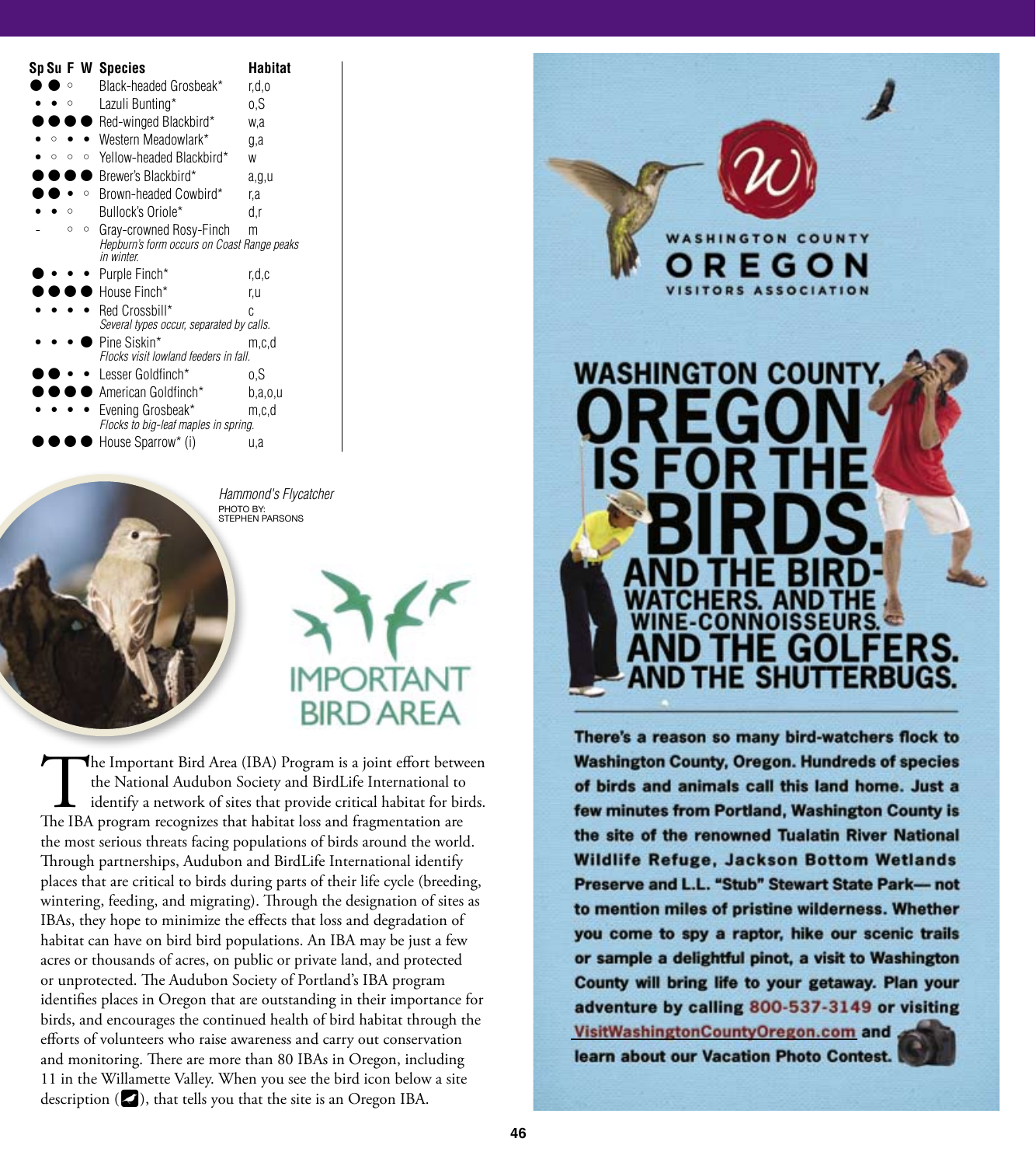| Sp | Su | F | W | Species | Habitat |
|---|---|---|---|---|---|
| ● | ● | ○ | | Black-headed Grosbeak* | r,d,o |
| • | • | ○ | | Lazuli Bunting* | o,S |
| ● | ● | ● | ● | Red-winged Blackbird* | w,a |
| • | ○ | • | • | Western Meadowlark* | g,a |
| • | ○ | ○ | ○ | Yellow-headed Blackbird* | w |
| ● | ● | ● | ● | Brewer's Blackbird* | a,g,u |
| ● | ● | • | ○ | Brown-headed Cowbird* | r,a |
| • | • | ○ | | Bullock's Oriole* | d,r |
| - | | ○ | ○ | Gray-crowned Rosy-Finch<br>*Hepburn's form occurs on Coast Range peaks in winter.* | m |
| ● | • | • | • | Purple Finch* | r,d,c |
| ● | ● | ● | ● | House Finch* | r,u |
| • | • | • | • | Red Crossbill*<br>*Several types occur, separated by calls.* | c |
| • | • | • | ● | Pine Siskin*<br>*Flocks visit lowland feeders in fall.* | m,c,d |
| ● | ● | • | • | Lesser Goldfinch* | o,S |
| ● | ● | ● | ● | American Goldfinch* | b,a,o,u |
| • | • | • | • | Evening Grosbeak*<br>*Flocks to big-leaf maples in spring.* | m,c,d |
| ● | ● | ● | ● | House Sparrow* (i) | u,a |

*Hammond's Flycatcher*
PHOTO BY: STEPHEN PARSONS

IMPORTANT BIRD AREA

The Important Bird Area (IBA) Program is a joint effort between the National Audubon Society and BirdLife International to identify a network of sites that provide critical habitat for birds. The IBA program recognizes that habitat loss and fragmentation are the most serious threats facing populations of birds around the world. Through partnerships, Audubon and BirdLife International identify places that are critical to birds during parts of their life cycle (breeding, wintering, feeding, and migrating). Through the designation of sites as IBAs, they hope to minimize the effects that loss and degradation of habitat can have on bird bird populations. An IBA may be just a few acres or thousands of acres, on public or private land, and protected or unprotected. The Audubon Society of Portland's IBA program identifies places in Oregon that are outstanding in their importance for birds, and encourages the continued health of bird habitat through the efforts of volunteers who raise awareness and carry out conservation and monitoring. There are more than 80 IBAs in Oregon, including 11 in the Willamette Valley. When you see the bird icon below a site description (🐦), that tells you that the site is an Oregon IBA.

WASHINGTON COUNTY OREGON VISITORS ASSOCIATION

# WASHINGTON COUNTY, OREGON IS FOR THE BIRDS.

## AND THE BIRD-WATCHERS. AND THE WINE-CONNOISSEURS. AND THE GOLFERS. AND THE SHUTTERBUGS.

**There's a reason so many bird-watchers flock to Washington County, Oregon. Hundreds of species of birds and animals call this land home. Just a few minutes from Portland, Washington County is the site of the renowned Tualatin River National Wildlife Refuge, Jackson Bottom Wetlands Preserve and L.L. "Stub" Stewart State Park— not to mention miles of pristine wilderness. Whether you come to spy a raptor, hike our scenic trails or sample a delightful pinot, a visit to Washington County will bring life to your getaway. Plan your adventure by calling 800-537-3149 or visiting VisitWashingtonCountyOregon.com and learn about our Vacation Photo Contest.**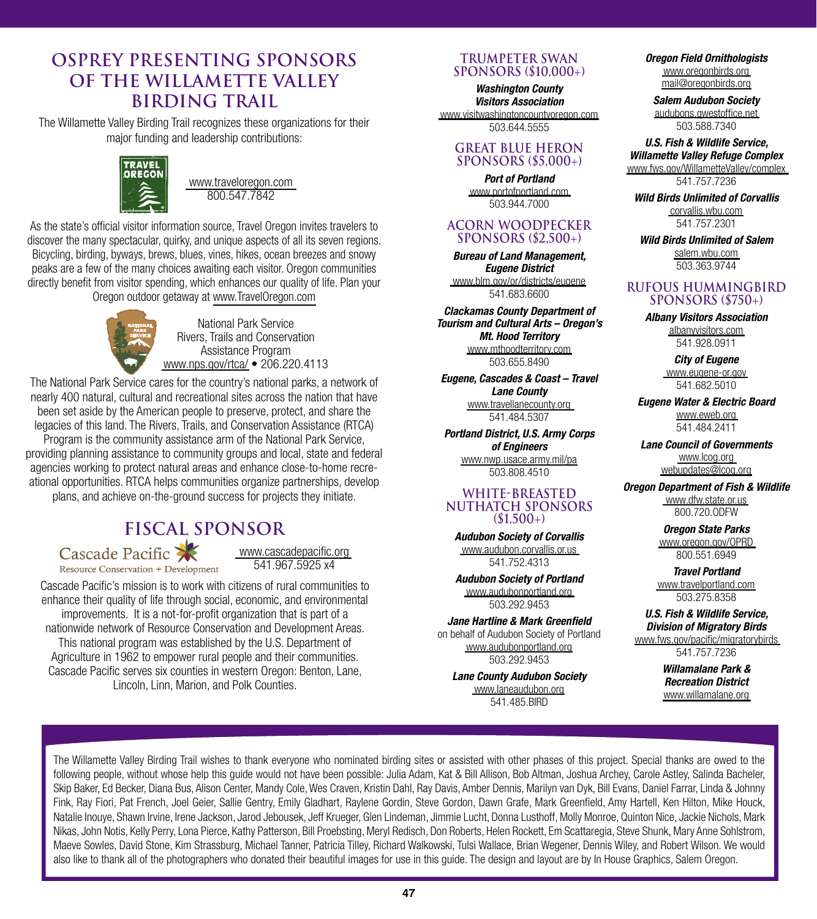# OSPREY PRESENTING SPONSORS OF THE WILLAMETTE VALLEY BIRDING TRAIL

The Willamette Valley Birding Trail recognizes these organizations for their major funding and leadership contributions:

TRAVEL OREGON

www.traveloregon.com
800.547.7842

As the state's official visitor information source, Travel Oregon invites travelers to discover the many spectacular, quirky, and unique aspects of all its seven regions. Bicycling, birding, byways, brews, blues, vines, hikes, ocean breezes and snowy peaks are a few of the many choices awaiting each visitor. Oregon communities directly benefit from visitor spending, which enhances our quality of life. Plan your Oregon outdoor getaway at www.TravelOregon.com

National Park Service
Rivers, Trails and Conservation Assistance Program
www.nps.gov/rtca/ • 206.220.4113

The National Park Service cares for the country's national parks, a network of nearly 400 natural, cultural and recreational sites across the nation that have been set aside by the American people to preserve, protect, and share the legacies of this land. The Rivers, Trails, and Conservation Assistance (RTCA) Program is the community assistance arm of the National Park Service, providing planning assistance to community groups and local, state and federal agencies working to protect natural areas and enhance close-to-home recreational opportunities. RTCA helps communities organize partnerships, develop plans, and achieve on-the-ground success for projects they initiate.

## FISCAL SPONSOR

Cascade Pacific
Resource Conservation + Development

www.cascadepacific.org
541.967.5925 x4

Cascade Pacific's mission is to work with citizens of rural communities to enhance their quality of life through social, economic, and environmental improvements. It is a not-for-profit organization that is part of a nationwide network of Resource Conservation and Development Areas. This national program was established by the U.S. Department of Agriculture in 1962 to empower rural people and their communities. Cascade Pacific serves six counties in western Oregon: Benton, Lane, Lincoln, Linn, Marion, and Polk Counties.

## TRUMPETER SWAN SPONSORS ($10,000+)

***Washington County Visitors Association***
www.visitwashingtoncountyoregon.com
503.644.5555

## GREAT BLUE HERON SPONSORS ($5,000+)

***Port of Portland***
www.portofportland.com
503.944.7000

## ACORN WOODPECKER SPONSORS ($2,500+)

***Bureau of Land Management, Eugene District***
www.blm.gov/or/districts/eugene
541.683.6600

***Clackamas County Department of Tourism and Cultural Arts – Oregon's Mt. Hood Territory***
www.mthoodterritory.com
503.655.8490

***Eugene, Cascades & Coast – Travel Lane County***
www.travellanecounty.org
541.484.5307

***Portland District, U.S. Army Corps of Engineers***
www.nwp.usace.army.mil/pa
503.808.4510

## WHITE-BREASTED NUTHATCH SPONSORS ($1,500+)

***Audubon Society of Corvallis***
www.audubon.corvallis.or.us
541.752.4313

***Audubon Society of Portland***
www.audubonportland.org
503.292.9453

***Jane Hartline & Mark Greenfield***
on behalf of Audubon Society of Portland
www.audubonportland.org
503.292.9453

***Lane County Audubon Society***
www.laneaudubon.org
541.485.BIRD

***Oregon Field Ornithologists***
www.oregonbirds.org
mail@oregonbirds.org

***Salem Audubon Society***
audubons.qwestoffice.net
503.588.7340

***U.S. Fish & Wildlife Service, Willamette Valley Refuge Complex***
www.fws.gov/WillametteValley/complex
541.757.7236

***Wild Birds Unlimited of Corvallis***
corvallis.wbu.com
541.757.2301

***Wild Birds Unlimited of Salem***
salem.wbu.com
503.363.9744

## RUFOUS HUMMINGBIRD SPONSORS ($750+)

***Albany Visitors Association***
albanyvisitors.com
541.928.0911

***City of Eugene***
www.eugene-or.gov
541.682.5010

***Eugene Water & Electric Board***
www.eweb.org
541.484.2411

***Lane Council of Governments***
www.lcog.org
webupdates@lcog.org

***Oregon Department of Fish & Wildlife***
www.dfw.state.or.us
800.720.ODFW

***Oregon State Parks***
www.oregon.gov/OPRD
800.551.6949

***Travel Portland***
www.travelportland.com
503.275.8358

***U.S. Fish & Wildlife Service, Division of Migratory Birds***
www.fws.gov/pacific/migratorybirds
541.757.7236

***Willamalane Park & Recreation District***
www.willamalane.org

The Willamette Valley Birding Trail wishes to thank everyone who nominated birding sites or assisted with other phases of this project. Special thanks are owed to the following people, without whose help this guide would not have been possible: Julia Adam, Kat & Bill Allison, Bob Altman, Joshua Archey, Carole Astley, Salinda Bacheler, Skip Baker, Ed Becker, Diana Bus, Alison Center, Mandy Cole, Wes Craven, Kristin Dahl, Ray Davis, Amber Dennis, Marilyn van Dyk, Bill Evans, Daniel Farrar, Linda & Johnny Fink, Ray Fiori, Pat French, Joel Geier, Sallie Gentry, Emily Gladhart, Raylene Gordin, Steve Gordon, Dawn Grafe, Mark Greenfield, Amy Hartell, Ken Hilton, Mike Houck, Natalie Inouye, Shawn Irvine, Irene Jackson, Jarod Jebousek, Jeff Krueger, Glen Lindeman, Jimmie Lucht, Donna Lusthoff, Molly Monroe, Quinton Nice, Jackie Nichols, Mark Nikas, John Notis, Kelly Perry, Lona Pierce, Kathy Patterson, Bill Proebsting, Meryl Redisch, Don Roberts, Helen Rockett, Em Scattaregia, Steve Shunk, Mary Anne Sohlstrom, Maeve Sowles, David Stone, Kim Strassburg, Michael Tanner, Patricia Tilley, Richard Walkowski, Tulsi Wallace, Brian Wegener, Dennis Wiley, and Robert Wilson. We would also like to thank all of the photographers who donated their beautiful images for use in this guide. The design and layout are by In House Graphics, Salem Oregon.